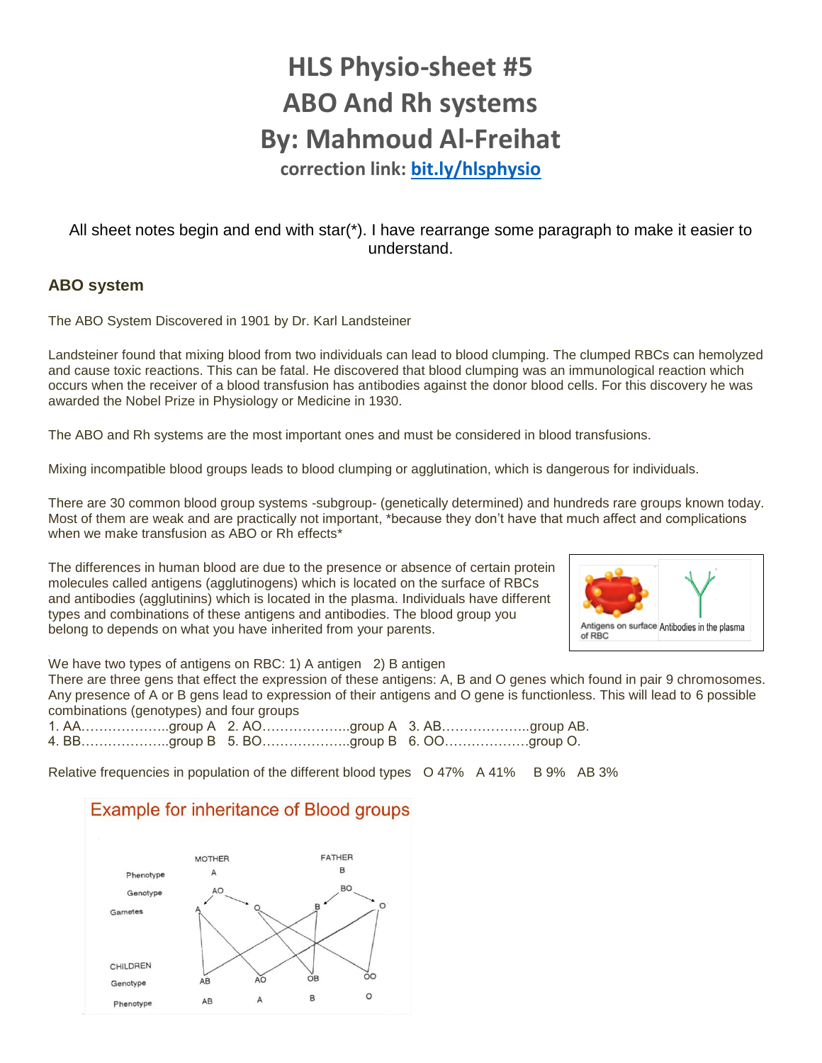# HLS Physio-sheet #5
# ABO And Rh systems
# By: Mahmoud Al-Freihat

**correction link: bit.ly/hlsphysio**

All sheet notes begin and end with star(*). I have rearrange some paragraph to make it easier to understand.

## ABO system

The ABO System Discovered in 1901 by Dr. Karl Landsteiner

Landsteiner found that mixing blood from two individuals can lead to blood clumping. The clumped RBCs can hemolyzed and cause toxic reactions. This can be fatal. He discovered that blood clumping was an immunological reaction which occurs when the receiver of a blood transfusion has antibodies against the donor blood cells. For this discovery he was awarded the Nobel Prize in Physiology or Medicine in 1930.

The ABO and Rh systems are the most important ones and must be considered in blood transfusions.

Mixing incompatible blood groups leads to blood clumping or agglutination, which is dangerous for individuals.

There are 30 common blood group systems -subgroup- (genetically determined) and hundreds rare groups known today. Most of them are weak and are practically not important, *because they don't have that much affect and complications when we make transfusion as ABO or Rh effects*

The differences in human blood are due to the presence or absence of certain protein molecules called antigens (agglutinogens) which is located on the surface of RBCs and antibodies (agglutinins) which is located in the plasma. Individuals have different types and combinations of these antigens and antibodies. The blood group you belong to depends on what you have inherited from your parents.

Antigens on surface of RBC | Antibodies in the plasma

We have two types of antigens on RBC: 1) A antigen 2) B antigen

There are three gens that effect the expression of these antigens: A, B and O genes which found in pair 9 chromosomes. Any presence of A or B gens lead to expression of their antigens and O gene is functionless. This will lead to 6 possible combinations (genotypes) and four groups

1. AA………………..group A 2. AO………………..group A 3. AB………………..group AB.
4. BB………………..group B 5. BO………………..group B 6. OO………………..group O.

Relative frequencies in population of the different blood types O 47% A 41% B 9% AB 3%

### Example for inheritance of Blood groups

| | MOTHER | | FATHER | |
|---|---|---|---|---|
| Phenotype | A | | B | |
| Genotype | AO | | BO | |
| Gametes | A | O | B | O |
| CHILDREN Genotype | AB | AO | OB | OO |
| Phenotype | AB | A | B | O |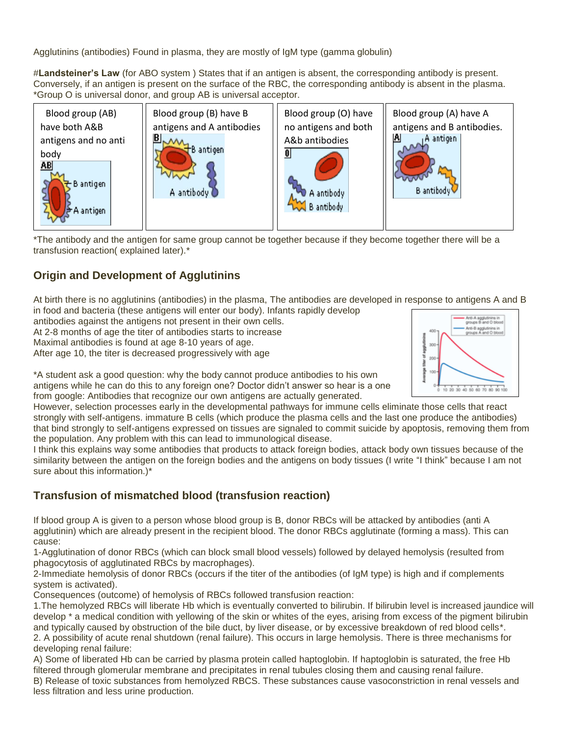Agglutinins (antibodies) Found in plasma, they are mostly of IgM type (gamma globulin)

#**Landsteiner's Law** (for ABO system ) States that if an antigen is absent, the corresponding antibody is present. Conversely, if an antigen is present on the surface of the RBC, the corresponding antibody is absent in the plasma. *Group O is universal donor, and group AB is universal acceptor.

| Blood group (AB) have both A&B antigens and no anti body | Blood group (B) have B antigens and A antibodies | Blood group (O) have no antigens and both A&b antibodies | Blood group (A) have A antigens and B antibodies. |
|---|---|---|---|

*The antibody and the antigen for same group cannot be together because if they become together there will be a transfusion reaction( explained later).*

## Origin and Development of Agglutinins

At birth there is no agglutinins (antibodies) in the plasma, The antibodies are developed in response to antigens A and B in food and bacteria (these antigens will enter our body). Infants rapidly develop antibodies against the antigens not present in their own cells.
At 2-8 months of age the titer of antibodies starts to increase
Maximal antibodies is found at age 8-10 years of age.
After age 10, the titer is decreased progressively with age

*A student ask a good question: why the body cannot produce antibodies to his own antigens while he can do this to any foreign one? Doctor didn't answer so hear is a one from google: Antibodies that recognize our own antigens are actually generated. However, selection processes early in the developmental pathways for immune cells eliminate those cells that react strongly with self-antigens. immature B cells (which produce the plasma cells and the last one produce the antibodies) that bind strongly to self-antigens expressed on tissues are signaled to commit suicide by apoptosis, removing them from the population. Any problem with this can lead to immunological disease.
I think this explains way some antibodies that products to attack foreign bodies, attack body own tissues because of the similarity between the antigen on the foreign bodies and the antigens on body tissues (I write "I think" because I am not sure about this information.)*

## Transfusion of mismatched blood (transfusion reaction)

If blood group A is given to a person whose blood group is B, donor RBCs will be attacked by antibodies (anti A agglutinin) which are already present in the recipient blood. The donor RBCs agglutinate (forming a mass). This can cause:
1-Agglutination of donor RBCs (which can block small blood vessels) followed by delayed hemolysis (resulted from phagocytosis of agglutinated RBCs by macrophages).
2-Immediate hemolysis of donor RBCs (occurs if the titer of the antibodies (of IgM type) is high and if complements system is activated).
Consequences (outcome) of hemolysis of RBCs followed transfusion reaction:
1.The hemolyzed RBCs will liberate Hb which is eventually converted to bilirubin. If bilirubin level is increased jaundice will develop * a medical condition with yellowing of the skin or whites of the eyes, arising from excess of the pigment bilirubin and typically caused by obstruction of the bile duct, by liver disease, or by excessive breakdown of red blood cells*.
2. A possibility of acute renal shutdown (renal failure). This occurs in large hemolysis. There is three mechanisms for developing renal failure:
A) Some of liberated Hb can be carried by plasma protein called haptoglobin. If haptoglobin is saturated, the free Hb filtered through glomerular membrane and precipitates in renal tubules closing them and causing renal failure.
B) Release of toxic substances from hemolyzed RBCS. These substances cause vasoconstriction in renal vessels and less filtration and less urine production.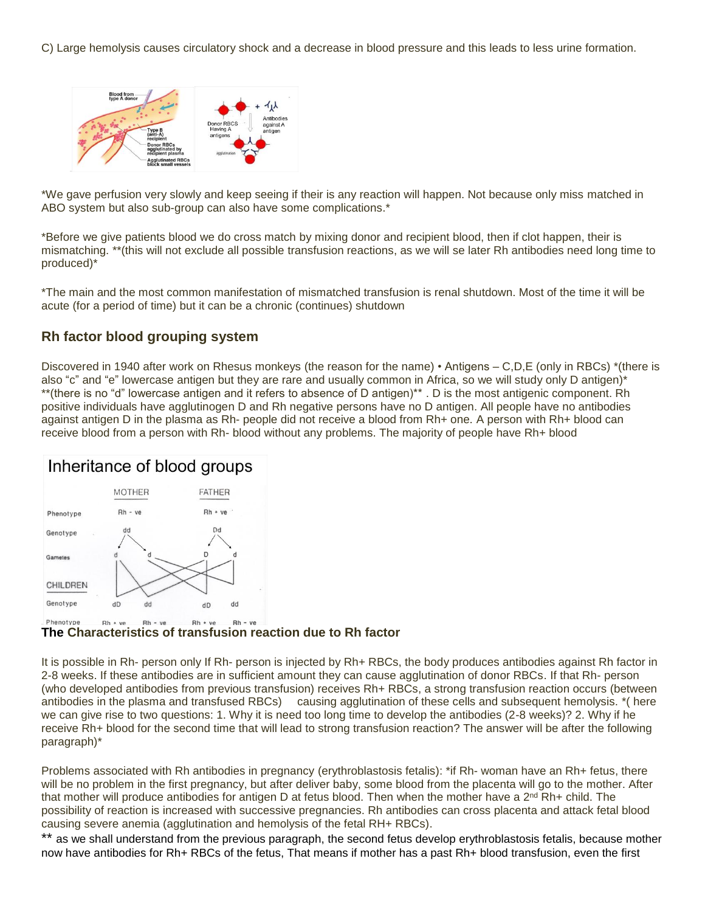C) Large hemolysis causes circulatory shock and a decrease in blood pressure and this leads to less urine formation.

*We gave perfusion very slowly and keep seeing if their is any reaction will happen. Not because only miss matched in ABO system but also sub-group can also have some complications.*

*Before we give patients blood we do cross match by mixing donor and recipient blood, then if clot happen, their is mismatching. **(this will not exclude all possible transfusion reactions, as we will se later Rh antibodies need long time to produced)*

*The main and the most common manifestation of mismatched transfusion is renal shutdown. Most of the time it will be acute (for a period of time) but it can be a chronic (continues) shutdown

## Rh factor blood grouping system

Discovered in 1940 after work on Rhesus monkeys (the reason for the name) • Antigens – C,D,E (only in RBCs) *(there is also "c" and "e" lowercase antigen but they are rare and usually common in Africa, so we will study only D antigen)* **(there is no "d" lowercase antigen and it refers to absence of D antigen)** . D is the most antigenic component. Rh positive individuals have agglutinogen D and Rh negative persons have no D antigen. All people have no antibodies against antigen D in the plasma as Rh- people did not receive a blood from Rh+ one. A person with Rh+ blood can receive blood from a person with Rh- blood without any problems. The majority of people have Rh+ blood

## The Characteristics of transfusion reaction due to Rh factor

It is possible in Rh- person only If Rh- person is injected by Rh+ RBCs, the body produces antibodies against Rh factor in 2-8 weeks. If these antibodies are in sufficient amount they can cause agglutination of donor RBCs. If that Rh- person (who developed antibodies from previous transfusion) receives Rh+ RBCs, a strong transfusion reaction occurs (between antibodies in the plasma and transfused RBCs) causing agglutination of these cells and subsequent hemolysis. *( here we can give rise to two questions: 1. Why it is need too long time to develop the antibodies (2-8 weeks)? 2. Why if he receive Rh+ blood for the second time that will lead to strong transfusion reaction? The answer will be after the following paragraph)*

Problems associated with Rh antibodies in pregnancy (erythroblastosis fetalis): *if Rh- woman have an Rh+ fetus, there will be no problem in the first pregnancy, but after deliver baby, some blood from the placenta will go to the mother. After that mother will produce antibodies for antigen D at fetus blood. Then when the mother have a 2nd Rh+ child. The possibility of reaction is increased with successive pregnancies. Rh antibodies can cross placenta and attack fetal blood causing severe anemia (agglutination and hemolysis of the fetal RH+ RBCs).

** as we shall understand from the previous paragraph, the second fetus develop erythroblastosis fetalis, because mother now have antibodies for Rh+ RBCs of the fetus, That means if mother has a past Rh+ blood transfusion, even the first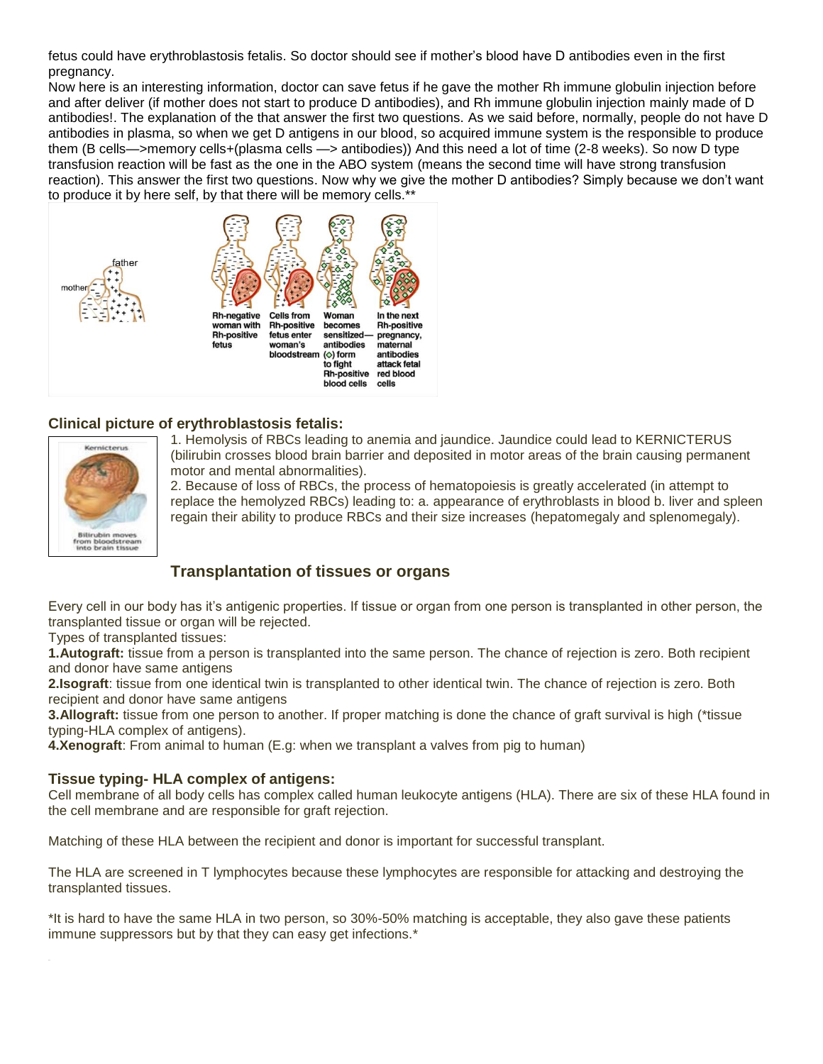fetus could have erythroblastosis fetalis. So doctor should see if mother's blood have D antibodies even in the first pregnancy.

Now here is an interesting information, doctor can save fetus if he gave the mother Rh immune globulin injection before and after deliver (if mother does not start to produce D antibodies), and Rh immune globulin injection mainly made of D antibodies!. The explanation of the that answer the first two questions. As we said before, normally, people do not have D antibodies in plasma, so when we get D antigens in our blood, so acquired immune system is the responsible to produce them (B cells—>memory cells+(plasma cells —> antibodies)) And this need a lot of time (2-8 weeks). So now D type transfusion reaction will be fast as the one in the ABO system (means the second time will have strong transfusion reaction). This answer the first two questions. Now why we give the mother D antibodies? Simply because we don't want to produce it by here self, by that there will be memory cells.**

father

mother

Rh-negative woman with Rh-positive fetus

Cells from Rh-positive fetus enter woman's bloodstream

Woman becomes sensitized—antibodies (◇) form to fight Rh-positive blood cells

In the next Rh-positive pregnancy, maternal antibodies attack fetal red blood cells

### Clinical picture of erythroblastosis fetalis:

Kernicterus

Bilirubin moves from bloodstream into brain tissue

1. Hemolysis of RBCs leading to anemia and jaundice. Jaundice could lead to KERNICTERUS (bilirubin crosses blood brain barrier and deposited in motor areas of the brain causing permanent motor and mental abnormalities).
2. Because of loss of RBCs, the process of hematopoiesis is greatly accelerated (in attempt to replace the hemolyzed RBCs) leading to: a. appearance of erythroblasts in blood b. liver and spleen regain their ability to produce RBCs and their size increases (hepatomegaly and splenomegaly).

## Transplantation of tissues or organs

Every cell in our body has it's antigenic properties. If tissue or organ from one person is transplanted in other person, the transplanted tissue or organ will be rejected.

Types of transplanted tissues:

**1.Autograft:** tissue from a person is transplanted into the same person. The chance of rejection is zero. Both recipient and donor have same antigens

**2.Isograft**: tissue from one identical twin is transplanted to other identical twin. The chance of rejection is zero. Both recipient and donor have same antigens

**3.Allograft:** tissue from one person to another. If proper matching is done the chance of graft survival is high (*tissue typing-HLA complex of antigens).

**4.Xenograft**: From animal to human (E.g: when we transplant a valves from pig to human)

### Tissue typing- HLA complex of antigens:

Cell membrane of all body cells has complex called human leukocyte antigens (HLA). There are six of these HLA found in the cell membrane and are responsible for graft rejection.

Matching of these HLA between the recipient and donor is important for successful transplant.

The HLA are screened in T lymphocytes because these lymphocytes are responsible for attacking and destroying the transplanted tissues.

*It is hard to have the same HLA in two person, so 30%-50% matching is acceptable, they also gave these patients immune suppressors but by that they can easy get infections.*